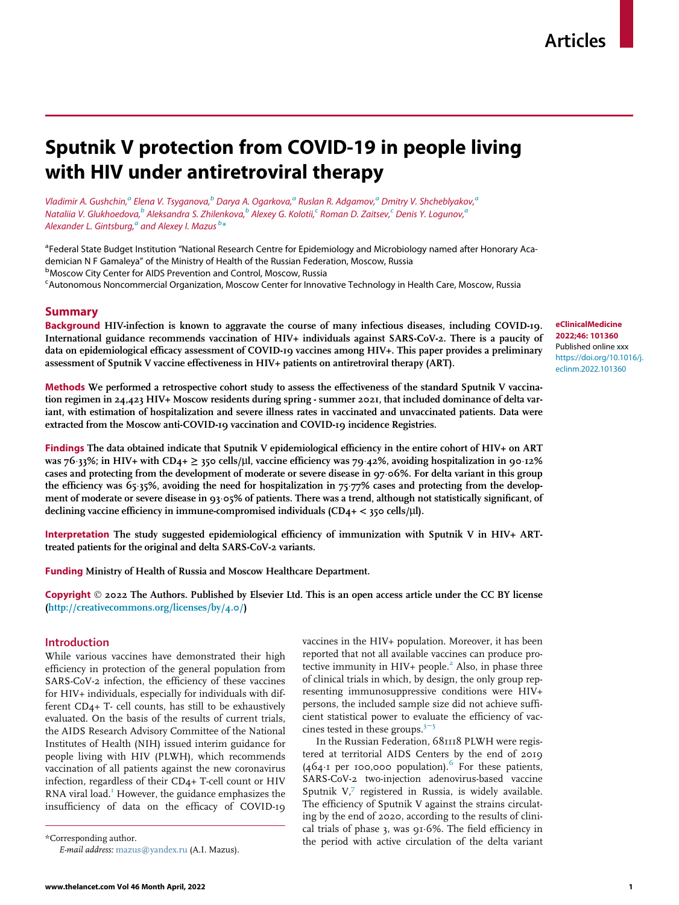Articles

# Sputnik V protection from COVID-19 in people living with HIV under antiretroviral therapy

Vladimir A. Gushchin,[a] Elena V. Tsyganova,[b] Darya A. Ogarkova,[a] Ruslan R. Adgamov,[a] Dmitry V. Shcheblyakov,[a] Nataliia V. Glukhoedova,[b] Aleksandra S. Zhilenkova,[b] Alexey G. Kolotii,[c] Roman D. Zaitsev,[c] Denis Y. Logunov,[a] Alexander L. Gintsburg,[a] and Alexey I. Mazus[b]*

[a]Federal State Budget Institution "National Research Centre for Epidemiology and Microbiology named after Honorary Academician N F Gamaleya" of the Ministry of Health of the Russian Federation, Moscow, Russia
[b]Moscow City Center for AIDS Prevention and Control, Moscow, Russia
[c]Autonomous Noncommercial Organization, Moscow Center for Innovative Technology in Health Care, Moscow, Russia

eClinicalMedicine 2022;46: 101360
Published online xxx
https://doi.org/10.1016/j.eclinm.2022.101360

## Summary

**Background** HIV-infection is known to aggravate the course of many infectious diseases, including COVID-19. International guidance recommends vaccination of HIV+ individuals against SARS-CoV-2. There is a paucity of data on epidemiological efficacy assessment of COVID-19 vaccines among HIV+. This paper provides a preliminary assessment of Sputnik V vaccine effectiveness in HIV+ patients on antiretroviral therapy (ART).

**Methods** We performed a retrospective cohort study to assess the effectiveness of the standard Sputnik V vaccination regimen in 24,423 HIV+ Moscow residents during spring - summer 2021, that included dominance of delta variant, with estimation of hospitalization and severe illness rates in vaccinated and unvaccinated patients. Data were extracted from the Moscow anti-COVID-19 vaccination and COVID-19 incidence Registries.

**Findings** The data obtained indicate that Sputnik V epidemiological efficiency in the entire cohort of HIV+ on ART was 76·33%; in HIV+ with CD4+ ≥ 350 cells/μl, vaccine efficiency was 79·42%, avoiding hospitalization in 90·12% cases and protecting from the development of moderate or severe disease in 97·06%. For delta variant in this group the efficiency was 65·35%, avoiding the need for hospitalization in 75·77% cases and protecting from the development of moderate or severe disease in 93·05% of patients. There was a trend, although not statistically significant, of declining vaccine efficiency in immune-compromised individuals (CD4+ < 350 cells/μl).

**Interpretation** The study suggested epidemiological efficiency of immunization with Sputnik V in HIV+ ART-treated patients for the original and delta SARS-CoV-2 variants.

**Funding** Ministry of Health of Russia and Moscow Healthcare Department.

**Copyright** © 2022 The Authors. Published by Elsevier Ltd. This is an open access article under the CC BY license (http://creativecommons.org/licenses/by/4.0/)

## Introduction

While various vaccines have demonstrated their high efficiency in protection of the general population from SARS-CoV-2 infection, the efficiency of these vaccines for HIV+ individuals, especially for individuals with different CD4+ T- cell counts, has still to be exhaustively evaluated. On the basis of the results of current trials, the AIDS Research Advisory Committee of the National Institutes of Health (NIH) issued interim guidance for people living with HIV (PLWH), which recommends vaccination of all patients against the new coronavirus infection, regardless of their CD4+ T-cell count or HIV RNA viral load.[1] However, the guidance emphasizes the insufficiency of data on the efficacy of COVID-19 vaccines in the HIV+ population. Moreover, it has been reported that not all available vaccines can produce protective immunity in HIV+ people.[2] Also, in phase three of clinical trials in which, by design, the only group representing immunosuppressive conditions were HIV+ persons, the included sample size did not achieve sufficient statistical power to evaluate the efficiency of vaccines tested in these groups.[3–5]

In the Russian Federation, 681118 PLWH were registered at territorial AIDS Centers by the end of 2019 (464·1 per 100,000 population).[6] For these patients, SARS-CoV-2 two-injection adenovirus-based vaccine Sputnik V,[7] registered in Russia, is widely available. The efficiency of Sputnik V against the strains circulating by the end of 2020, according to the results of clinical trials of phase 3, was 91·6%. The field efficiency in the period with active circulation of the delta variant

*Corresponding author.
*E-mail address:* mazus@yandex.ru (A.I. Mazus).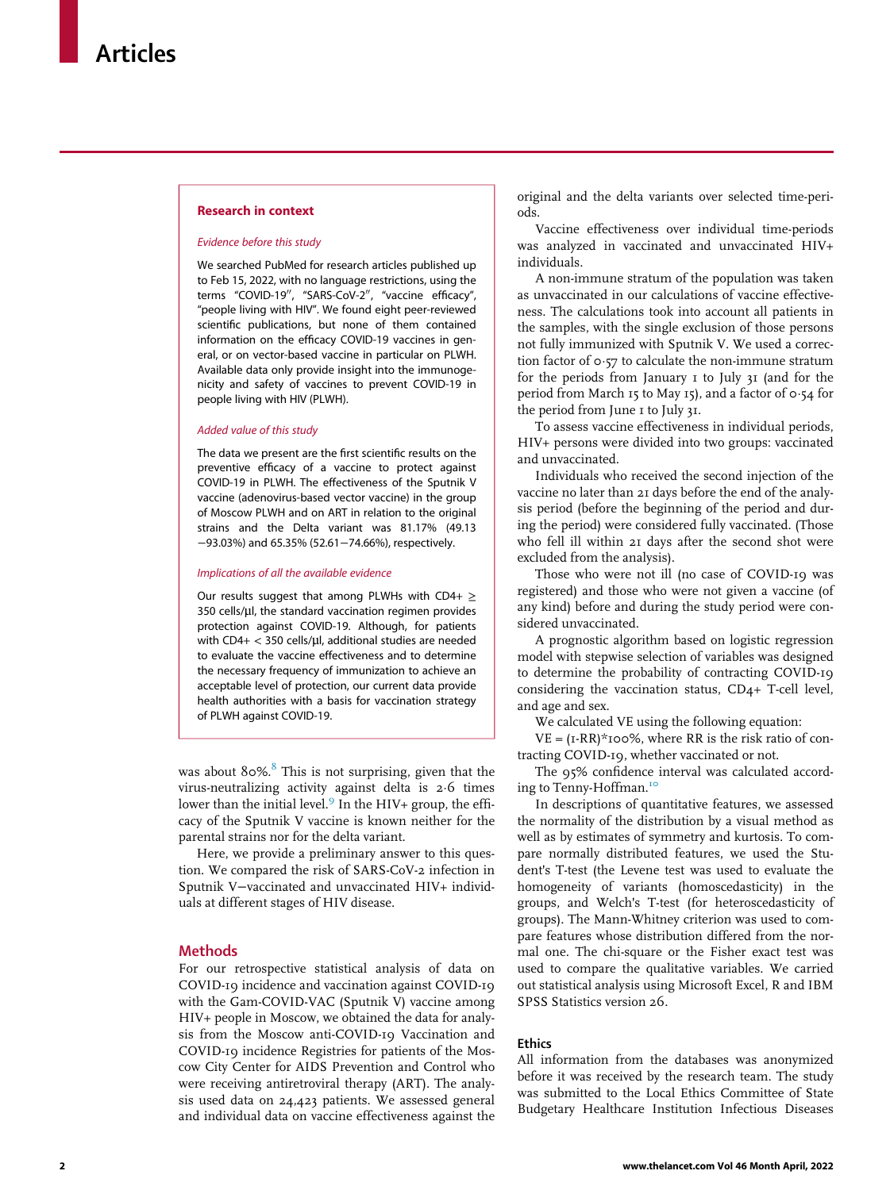## Research in context

*Evidence before this study*

We searched PubMed for research articles published up to Feb 15, 2022, with no language restrictions, using the terms "COVID-19", "SARS-CoV-2", "vaccine efficacy", "people living with HIV". We found eight peer-reviewed scientific publications, but none of them contained information on the efficacy COVID-19 vaccines in general, or on vector-based vaccine in particular on PLWH. Available data only provide insight into the immunogenicity and safety of vaccines to prevent COVID-19 in people living with HIV (PLWH).

*Added value of this study*

The data we present are the first scientific results on the preventive efficacy of a vaccine to protect against COVID-19 in PLWH. The effectiveness of the Sputnik V vaccine (adenovirus-based vector vaccine) in the group of Moscow PLWH and on ART in relation to the original strains and the Delta variant was 81.17% (49.13−93.03%) and 65.35% (52.61−74.66%), respectively.

*Implications of all the available evidence*

Our results suggest that among PLWHs with CD4+ ≥ 350 cells/µl, the standard vaccination regimen provides protection against COVID-19. Although, for patients with CD4+ < 350 cells/µl, additional studies are needed to evaluate the vaccine effectiveness and to determine the necessary frequency of immunization to achieve an acceptable level of protection, our current data provide health authorities with a basis for vaccination strategy of PLWH against COVID-19.

was about 80%.[8] This is not surprising, given that the virus-neutralizing activity against delta is 2·6 times lower than the initial level.[9] In the HIV+ group, the efficacy of the Sputnik V vaccine is known neither for the parental strains nor for the delta variant.

Here, we provide a preliminary answer to this question. We compared the risk of SARS-CoV-2 infection in Sputnik V−vaccinated and unvaccinated HIV+ individuals at different stages of HIV disease.

## Methods

For our retrospective statistical analysis of data on COVID-19 incidence and vaccination against COVID-19 with the Gam-COVID-VAC (Sputnik V) vaccine among HIV+ people in Moscow, we obtained the data for analysis from the Moscow anti-COVID-19 Vaccination and COVID-19 incidence Registries for patients of the Moscow City Center for AIDS Prevention and Control who were receiving antiretroviral therapy (ART). The analysis used data on 24,423 patients. We assessed general and individual data on vaccine effectiveness against the original and the delta variants over selected time-periods.

Vaccine effectiveness over individual time-periods was analyzed in vaccinated and unvaccinated HIV+ individuals.

A non-immune stratum of the population was taken as unvaccinated in our calculations of vaccine effectiveness. The calculations took into account all patients in the samples, with the single exclusion of those persons not fully immunized with Sputnik V. We used a correction factor of 0·57 to calculate the non-immune stratum for the periods from January 1 to July 31 (and for the period from March 15 to May 15), and a factor of 0·54 for the period from June 1 to July 31.

To assess vaccine effectiveness in individual periods, HIV+ persons were divided into two groups: vaccinated and unvaccinated.

Individuals who received the second injection of the vaccine no later than 21 days before the end of the analysis period (before the beginning of the period and during the period) were considered fully vaccinated. (Those who fell ill within 21 days after the second shot were excluded from the analysis).

Those who were not ill (no case of COVID-19 was registered) and those who were not given a vaccine (of any kind) before and during the study period were considered unvaccinated.

A prognostic algorithm based on logistic regression model with stepwise selection of variables was designed to determine the probability of contracting COVID-19 considering the vaccination status, CD4+ T-cell level, and age and sex.

We calculated VE using the following equation:

$VE = (1\text{-}RR)*100\%$, where RR is the risk ratio of contracting COVID-19, whether vaccinated or not.

The 95% confidence interval was calculated according to Tenny-Hoffman.[10]

In descriptions of quantitative features, we assessed the normality of the distribution by a visual method as well as by estimates of symmetry and kurtosis. To compare normally distributed features, we used the Student's T-test (the Levene test was used to evaluate the homogeneity of variants (homoscedasticity) in the groups, and Welch's T-test (for heteroscedasticity of groups). The Mann-Whitney criterion was used to compare features whose distribution differed from the normal one. The chi-square or the Fisher exact test was used to compare the qualitative variables. We carried out statistical analysis using Microsoft Excel, R and IBM SPSS Statistics version 26.

### Ethics

All information from the databases was anonymized before it was received by the research team. The study was submitted to the Local Ethics Committee of State Budgetary Healthcare Institution Infectious Diseases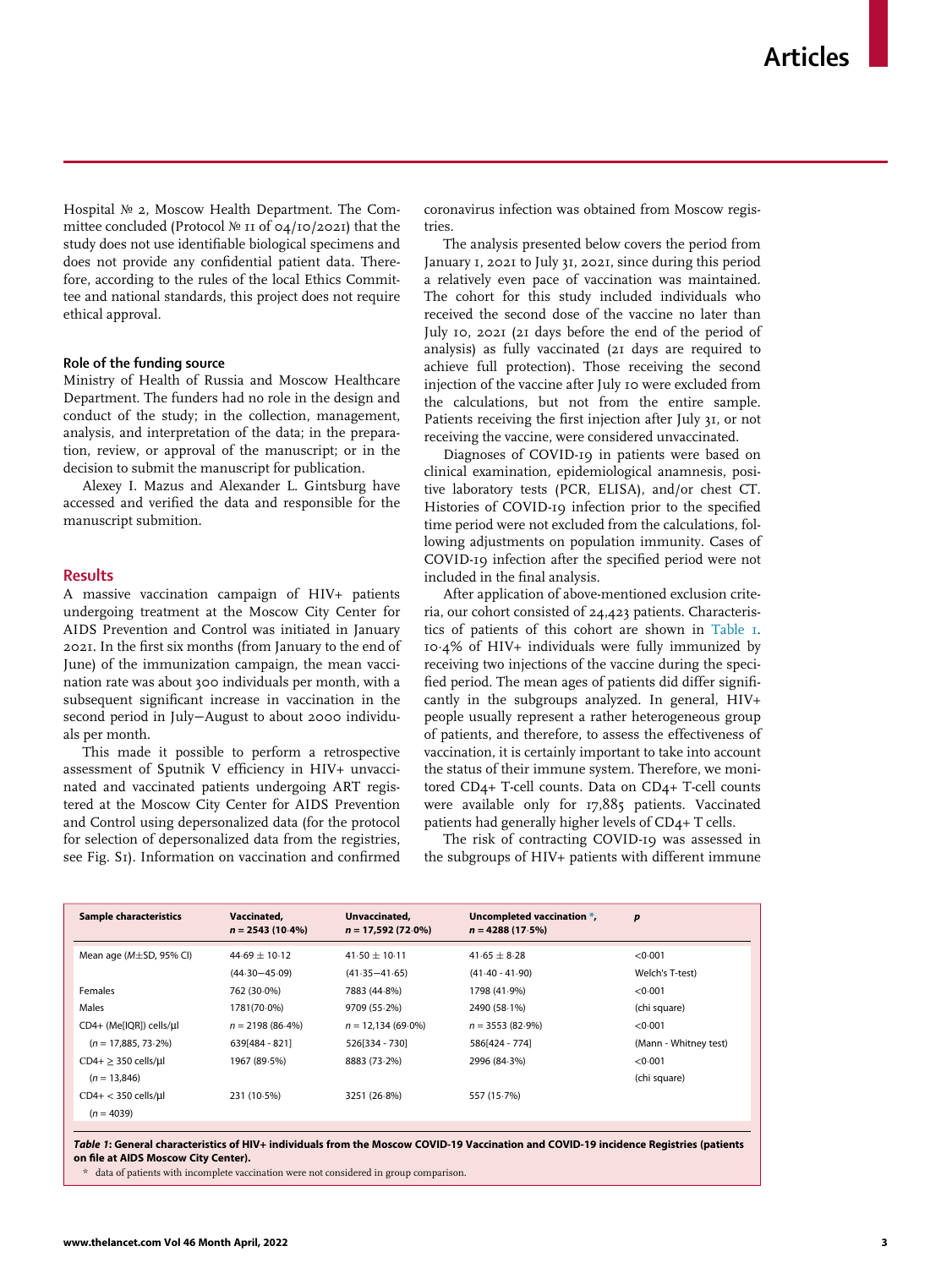Hospital № 2, Moscow Health Department. The Committee concluded (Protocol № 11 of 04/10/2021) that the study does not use identifiable biological specimens and does not provide any confidential patient data. Therefore, according to the rules of the local Ethics Committee and national standards, this project does not require ethical approval.

### Role of the funding source

Ministry of Health of Russia and Moscow Healthcare Department. The funders had no role in the design and conduct of the study; in the collection, management, analysis, and interpretation of the data; in the preparation, review, or approval of the manuscript; or in the decision to submit the manuscript for publication.

Alexey I. Mazus and Alexander L. Gintsburg have accessed and verified the data and responsible for the manuscript submition.

## Results

A massive vaccination campaign of HIV+ patients undergoing treatment at the Moscow City Center for AIDS Prevention and Control was initiated in January 2021. In the first six months (from January to the end of June) of the immunization campaign, the mean vaccination rate was about 300 individuals per month, with a subsequent significant increase in vaccination in the second period in July—August to about 2000 individuals per month.

This made it possible to perform a retrospective assessment of Sputnik V efficiency in HIV+ unvaccinated and vaccinated patients undergoing ART registered at the Moscow City Center for AIDS Prevention and Control using depersonalized data (for the protocol for selection of depersonalized data from the registries, see Fig. S1). Information on vaccination and confirmed coronavirus infection was obtained from Moscow registries.

The analysis presented below covers the period from January 1, 2021 to July 31, 2021, since during this period a relatively even pace of vaccination was maintained. The cohort for this study included individuals who received the second dose of the vaccine no later than July 10, 2021 (21 days before the end of the period of analysis) as fully vaccinated (21 days are required to achieve full protection). Those receiving the second injection of the vaccine after July 10 were excluded from the calculations, but not from the entire sample. Patients receiving the first injection after July 31, or not receiving the vaccine, were considered unvaccinated.

Diagnoses of COVID-19 in patients were based on clinical examination, epidemiological anamnesis, positive laboratory tests (PCR, ELISA), and/or chest CT. Histories of COVID-19 infection prior to the specified time period were not excluded from the calculations, following adjustments on population immunity. Cases of COVID-19 infection after the specified period were not included in the final analysis.

After application of above-mentioned exclusion criteria, our cohort consisted of 24,423 patients. Characteristics of patients of this cohort are shown in Table 1. 10·4% of HIV+ individuals were fully immunized by receiving two injections of the vaccine during the specified period. The mean ages of patients did differ significantly in the subgroups analyzed. In general, HIV+ people usually represent a rather heterogeneous group of patients, and therefore, to assess the effectiveness of vaccination, it is certainly important to take into account the status of their immune system. Therefore, we monitored CD4+ T-cell counts. Data on CD4+ T-cell counts were available only for 17,885 patients. Vaccinated patients had generally higher levels of CD4+ T cells.

The risk of contracting COVID-19 was assessed in the subgroups of HIV+ patients with different immune

| Sample characteristics | Vaccinated, $n = 2543$ (10·4%) | Unvaccinated, $n = 17{,}592$ (72·0%) | Uncompleted vaccination *, $n = 4288$ (17·5%) | p |
|---|---|---|---|---|
| Mean age (M±SD, 95% CI) | 44·69 ± 10·12 | 41·50 ± 10·11 | 41·65 ± 8·28 | <0·001 |
| | (44·30—45·09) | (41·35—41·65) | (41·40 - 41·90) | Welch's T-test) |
| Females | 762 (30·0%) | 7883 (44·8%) | 1798 (41·9%) | <0·001 |
| Males | 1781(70·0%) | 9709 (55·2%) | 2490 (58·1%) | (chi square) |
| CD4+ (Me[IQR]) cells/µl | $n = 2198$ (86·4%) | $n = 12{,}134$ (69·0%) | $n = 3553$ (82·9%) | <0·001 |
| ($n = 17{,}885$, 73·2%) | 639[484 - 821] | 526[334 - 730] | 586[424 - 774] | (Mann - Whitney test) |
| CD4+ ≥ 350 cells/µl | 1967 (89·5%) | 8883 (73·2%) | 2996 (84·3%) | <0·001 |
| ($n = 13{,}846$) | | | | (chi square) |
| CD4+ < 350 cells/µl | 231 (10·5%) | 3251 (26·8%) | 557 (15·7%) | |
| ($n = 4039$) | | | | |

***Table 1*: General characteristics of HIV+ individuals from the Moscow COVID-19 Vaccination and COVID-19 incidence Registries (patients on file at AIDS Moscow City Center).**

\* data of patients with incomplete vaccination were not considered in group comparison.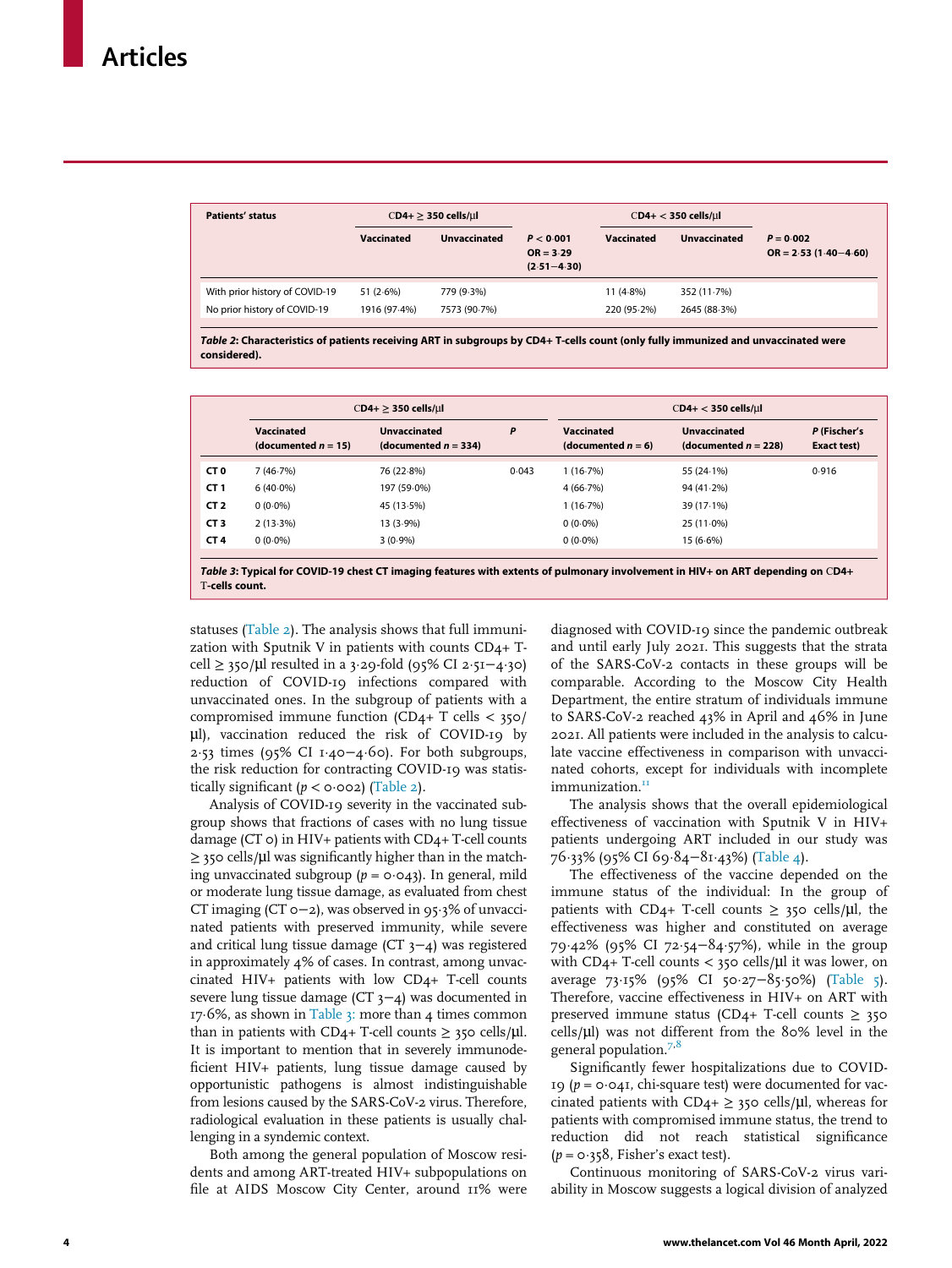| Patients' status | CD4+ ≥ 350 cells/µl | | | CD4+ < 350 cells/µl | | |
|---|---|---|---|---|---|---|
| | Vaccinated | Unvaccinated | $P < 0.001$ OR = 3·29 (2·51−4·30) | Vaccinated | Unvaccinated | $P = 0.002$ OR = 2·53 (1·40−4·60) |
| With prior history of COVID-19 | 51 (2·6%) | 779 (9·3%) | | 11 (4·8%) | 352 (11·7%) | |
| No prior history of COVID-19 | 1916 (97·4%) | 7573 (90·7%) | | 220 (95·2%) | 2645 (88·3%) | |

***Table 2*: Characteristics of patients receiving ART in subgroups by CD4+ T-cells count (only fully immunized and unvaccinated were considered).**

| | CD4+ ≥ 350 cells/µl | | | CD4+ < 350 cells/µl | | |
|---|---|---|---|---|---|---|
| | Vaccinated (documented $n = 15$) | Unvaccinated (documented $n = 334$) | *P* | Vaccinated (documented $n = 6$) | Unvaccinated (documented $n = 228$) | *P* (Fischer's Exact test) |
| **CT 0** | 7 (46·7%) | 76 (22·8%) | 0·043 | 1 (16·7%) | 55 (24·1%) | 0·916 |
| **CT 1** | 6 (40·0%) | 197 (59·0%) | | 4 (66·7%) | 94 (41·2%) | |
| **CT 2** | 0 (0·0%) | 45 (13·5%) | | 1 (16·7%) | 39 (17·1%) | |
| **CT 3** | 2 (13·3%) | 13 (3·9%) | | 0 (0·0%) | 25 (11·0%) | |
| **CT 4** | 0 (0·0%) | 3 (0·9%) | | 0 (0·0%) | 15 (6·6%) | |

***Table 3*: Typical for COVID-19 chest CT imaging features with extents of pulmonary involvement in HIV+ on ART depending on CD4+ T-cells count.**

statuses (Table 2). The analysis shows that full immunization with Sputnik V in patients with counts CD4+ T-cell ≥ 350/µl resulted in a 3·29-fold (95% CI 2·51−4·30) reduction of COVID-19 infections compared with unvaccinated ones. In the subgroup of patients with a compromised immune function (CD4+ T cells < 350/µl), vaccination reduced the risk of COVID-19 by 2·53 times (95% CI 1·40−4·60). For both subgroups, the risk reduction for contracting COVID-19 was statistically significant ($p < 0.002$) (Table 2).

Analysis of COVID-19 severity in the vaccinated subgroup shows that fractions of cases with no lung tissue damage (CT 0) in HIV+ patients with CD4+ T-cell counts ≥ 350 cells/µl was significantly higher than in the matching unvaccinated subgroup ($p = 0.043$). In general, mild or moderate lung tissue damage, as evaluated from chest CT imaging (CT 0−2), was observed in 95·3% of unvaccinated patients with preserved immunity, while severe and critical lung tissue damage (CT 3−4) was registered in approximately 4% of cases. In contrast, among unvaccinated HIV+ patients with low CD4+ T-cell counts severe lung tissue damage (CT 3−4) was documented in 17·6%, as shown in Table 3: more than 4 times common than in patients with CD4+ T-cell counts ≥ 350 cells/µl. It is important to mention that in severely immunodeficient HIV+ patients, lung tissue damage caused by opportunistic pathogens is almost indistinguishable from lesions caused by the SARS-CoV-2 virus. Therefore, radiological evaluation in these patients is usually challenging in a syndemic context.

Both among the general population of Moscow residents and among ART-treated HIV+ subpopulations on file at AIDS Moscow City Center, around 11% were diagnosed with COVID-19 since the pandemic outbreak and until early July 2021. This suggests that the strata of the SARS-CoV-2 contacts in these groups will be comparable. According to the Moscow City Health Department, the entire stratum of individuals immune to SARS-CoV-2 reached 43% in April and 46% in June 2021. All patients were included in the analysis to calculate vaccine effectiveness in comparison with unvaccinated cohorts, except for individuals with incomplete immunization.[11]

The analysis shows that the overall epidemiological effectiveness of vaccination with Sputnik V in HIV+ patients undergoing ART included in our study was 76·33% (95% CI 69·84−81·43%) (Table 4).

The effectiveness of the vaccine depended on the immune status of the individual: In the group of patients with CD4+ T-cell counts ≥ 350 cells/µl, the effectiveness was higher and constituted on average 79·42% (95% CI 72·54−84·57%), while in the group with CD4+ T-cell counts < 350 cells/µl it was lower, on average 73·15% (95% CI 50·27−85·50%) (Table 5). Therefore, vaccine effectiveness in HIV+ on ART with preserved immune status (CD4+ T-cell counts ≥ 350 cells/µl) was not different from the 80% level in the general population.[7,8]

Significantly fewer hospitalizations due to COVID-19 ($p = 0.041$, chi-square test) were documented for vaccinated patients with CD4+ ≥ 350 cells/µl, whereas for patients with compromised immune status, the trend to reduction did not reach statistical significance ($p = 0.358$, Fisher's exact test).

Continuous monitoring of SARS-CoV-2 virus variability in Moscow suggests a logical division of analyzed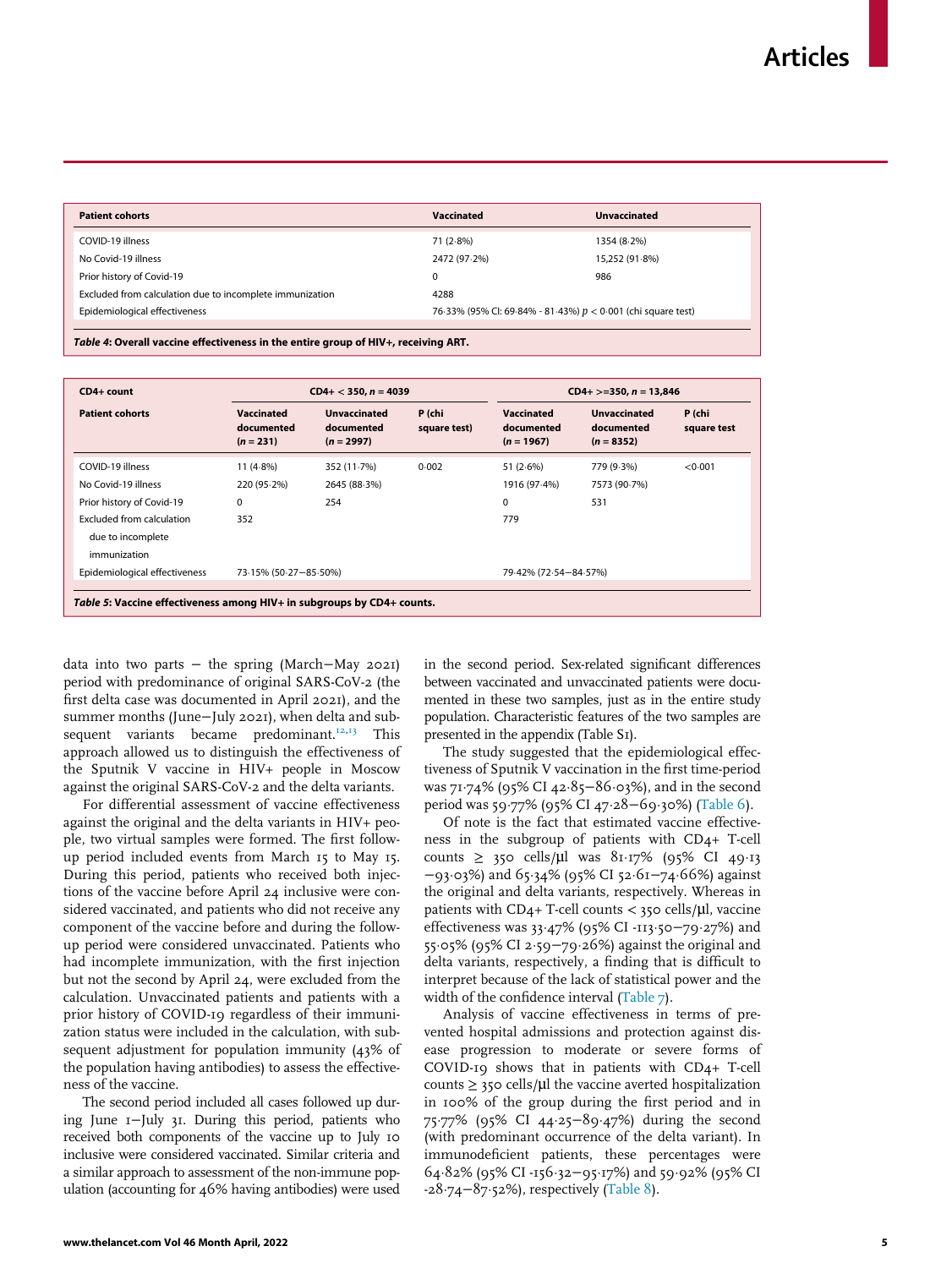| Patient cohorts | Vaccinated | Unvaccinated |
|---|---|---|
| COVID-19 illness | 71 (2·8%) | 1354 (8·2%) |
| No Covid-19 illness | 2472 (97·2%) | 15,252 (91·8%) |
| Prior history of Covid-19 | 0 | 986 |
| Excluded from calculation due to incomplete immunization | 4288 | |
| Epidemiological effectiveness | 76·33% (95% CI: 69·84% - 81·43%) $p < 0.001$ (chi square test) | |

***Table 4*: Overall vaccine effectiveness in the entire group of HIV+, receiving ART.**

| CD4+ count | CD4+ < 350, n = 4039 | | | CD4+ >=350, n = 13,846 | | |
|---|---|---|---|---|---|---|
| Patient cohorts | Vaccinated documented (n = 231) | Unvaccinated documented (n = 2997) | P (chi square test) | Vaccinated documented (n = 1967) | Unvaccinated documented (n = 8352) | P (chi square test |
| COVID-19 illness | 11 (4·8%) | 352 (11·7%) | 0·002 | 51 (2·6%) | 779 (9·3%) | <0·001 |
| No Covid-19 illness | 220 (95·2%) | 2645 (88·3%) | | 1916 (97·4%) | 7573 (90·7%) | |
| Prior history of Covid-19 | 0 | 254 | | 0 | 531 | |
| Excluded from calculation due to incomplete immunization | 352 | | | 779 | | |
| Epidemiological effectiveness | 73·15% (50·27–85·50%) | | | 79·42% (72·54–84·57%) | | |

***Table 5*: Vaccine effectiveness among HIV+ in subgroups by CD4+ counts.**

data into two parts – the spring (March–May 2021) period with predominance of original SARS-CoV-2 (the first delta case was documented in April 2021), and the summer months (June–July 2021), when delta and subsequent variants became predominant.[12,13] This approach allowed us to distinguish the effectiveness of the Sputnik V vaccine in HIV+ people in Moscow against the original SARS-CoV-2 and the delta variants.

For differential assessment of vaccine effectiveness against the original and the delta variants in HIV+ people, two virtual samples were formed. The first follow-up period included events from March 15 to May 15. During this period, patients who received both injections of the vaccine before April 24 inclusive were considered vaccinated, and patients who did not receive any component of the vaccine before and during the follow-up period were considered unvaccinated. Patients who had incomplete immunization, with the first injection but not the second by April 24, were excluded from the calculation. Unvaccinated patients and patients with a prior history of COVID-19 regardless of their immunization status were included in the calculation, with subsequent adjustment for population immunity (43% of the population having antibodies) to assess the effectiveness of the vaccine.

The second period included all cases followed up during June 1–July 31. During this period, patients who received both components of the vaccine up to July 10 inclusive were considered vaccinated. Similar criteria and a similar approach to assessment of the non-immune population (accounting for 46% having antibodies) were used in the second period. Sex-related significant differences between vaccinated and unvaccinated patients were documented in these two samples, just as in the entire study population. Characteristic features of the two samples are presented in the appendix (Table S1).

The study suggested that the epidemiological effectiveness of Sputnik V vaccination in the first time-period was 71·74% (95% CI 42·85–86·03%), and in the second period was 59·77% (95% CI 47·28–69·30%) (Table 6).

Of note is the fact that estimated vaccine effectiveness in the subgroup of patients with CD4+ T-cell counts ≥ 350 cells/µl was 81·17% (95% CI 49·13 –93·03%) and 65·34% (95% CI 52·61–74·66%) against the original and delta variants, respectively. Whereas in patients with CD4+ T-cell counts < 350 cells/µl, vaccine effectiveness was 33·47% (95% CI -113·50–79·27%) and 55·05% (95% CI 2·59–79·26%) against the original and delta variants, respectively, a finding that is difficult to interpret because of the lack of statistical power and the width of the confidence interval (Table 7).

Analysis of vaccine effectiveness in terms of prevented hospital admissions and protection against disease progression to moderate or severe forms of COVID-19 shows that in patients with CD4+ T-cell counts ≥ 350 cells/µl the vaccine averted hospitalization in 100% of the group during the first period and in 75·77% (95% CI 44·25–89·47%) during the second (with predominant occurrence of the delta variant). In immunodeficient patients, these percentages were 64·82% (95% CI -156·32–95·17%) and 59·92% (95% CI -28·74–87·52%), respectively (Table 8).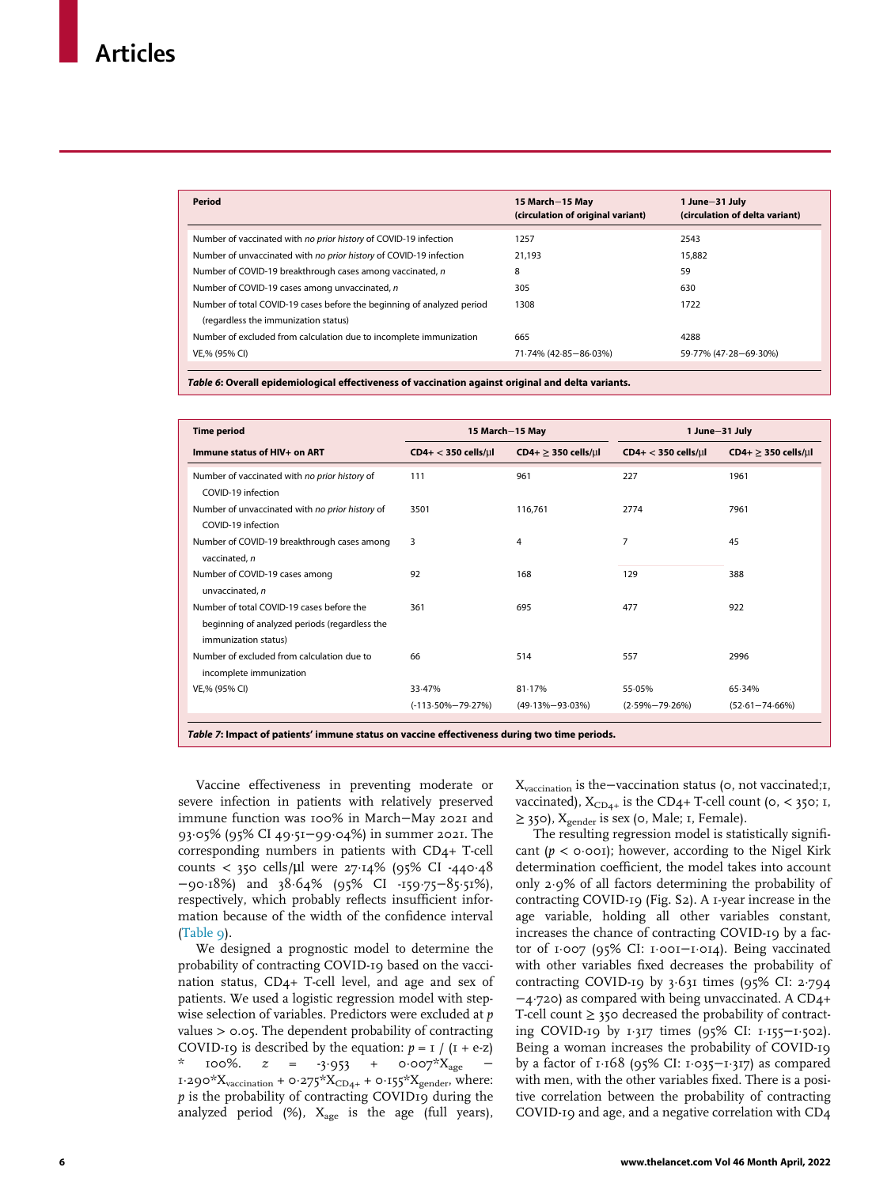| Period | 15 March–15 May (circulation of original variant) | 1 June–31 July (circulation of delta variant) |
|---|---|---|
| Number of vaccinated with *no prior history* of COVID-19 infection | 1257 | 2543 |
| Number of unvaccinated with *no prior history* of COVID-19 infection | 21,193 | 15,882 |
| Number of COVID-19 breakthrough cases among vaccinated, *n* | 8 | 59 |
| Number of COVID-19 cases among unvaccinated, *n* | 305 | 630 |
| Number of total COVID-19 cases before the beginning of analyzed period (regardless the immunization status) | 1308 | 1722 |
| Number of excluded from calculation due to incomplete immunization | 665 | 4288 |
| VE,% (95% CI) | 71·74% (42·85–86·03%) | 59·77% (47·28–69·30%) |

***Table 6*: Overall epidemiological effectiveness of vaccination against original and delta variants.**

| Time period | 15 March–15 May | | 1 June–31 July | |
|---|---|---|---|---|
| Immune status of HIV+ on ART | CD4+ < 350 cells/µl | CD4+ ≥ 350 cells/µl | CD4+ < 350 cells/µl | CD4+ ≥ 350 cells/µl |
| Number of vaccinated with *no prior history* of COVID-19 infection | 111 | 961 | 227 | 1961 |
| Number of unvaccinated with *no prior history* of COVID-19 infection | 3501 | 116,761 | 2774 | 7961 |
| Number of COVID-19 breakthrough cases among vaccinated, *n* | 3 | 4 | 7 | 45 |
| Number of COVID-19 cases among unvaccinated, *n* | 92 | 168 | 129 | 388 |
| Number of total COVID-19 cases before the beginning of analyzed periods (regardless the immunization status) | 361 | 695 | 477 | 922 |
| Number of excluded from calculation due to incomplete immunization | 66 | 514 | 557 | 2996 |
| VE,% (95% CI) | 33·47% (-113·50%–79·27%) | 81·17% (49·13%–93·03%) | 55·05% (2·59%–79·26%) | 65·34% (52·61–74·66%) |

***Table 7*: Impact of patients' immune status on vaccine effectiveness during two time periods.**

Vaccine effectiveness in preventing moderate or severe infection in patients with relatively preserved immune function was 100% in March–May 2021 and 93·05% (95% CI 49·51–99·04%) in summer 2021. The corresponding numbers in patients with CD4+ T-cell counts < 350 cells/µl were 27·14% (95% CI -440·48 –90·18%) and 38·64% (95% CI -159·75–85·51%), respectively, which probably reflects insufficient information because of the width of the confidence interval (Table 9).

We designed a prognostic model to determine the probability of contracting COVID-19 based on the vaccination status, CD4+ T-cell level, and age and sex of patients. We used a logistic regression model with stepwise selection of variables. Predictors were excluded at *p* values > 0.05. The dependent probability of contracting COVID-19 is described by the equation: $p = 1 / (1 + e\text{-}z) * 100\%$. $z = -3{\cdot}953 + 0{\cdot}007 {*} X_{age} - 1{\cdot}290 {*} X_{vaccination} + 0{\cdot}275 {*} X_{CD4+} + 0{\cdot}155 {*} X_{gender}$, where: *p* is the probability of contracting COVID19 during the analyzed period (%), $X_{age}$ is the age (full years), $X_{vaccination}$ is the—vaccination status (0, not vaccinated;1, vaccinated), $X_{CD4+}$ is the CD4+ T-cell count (0, < 350; 1, ≥ 350), $X_{gender}$ is sex (0, Male; 1, Female).

The resulting regression model is statistically significant ($p < 0{\cdot}001$); however, according to the Nigel Kirk determination coefficient, the model takes into account only 2·9% of all factors determining the probability of contracting COVID-19 (Fig. S2). A 1-year increase in the age variable, holding all other variables constant, increases the chance of contracting COVID-19 by a factor of 1·007 (95% CI: 1·001–1·014). Being vaccinated with other variables fixed decreases the probability of contracting COVID-19 by 3·631 times (95% CI: 2·794 –4·720) as compared with being unvaccinated. A CD4+ T-cell count ≥ 350 decreased the probability of contracting COVID-19 by 1·317 times (95% CI: 1·155–1·502). Being a woman increases the probability of COVID-19 by a factor of 1·168 (95% CI: 1·035–1·317) as compared with men, with the other variables fixed. There is a positive correlation between the probability of contracting COVID-19 and age, and a negative correlation with CD4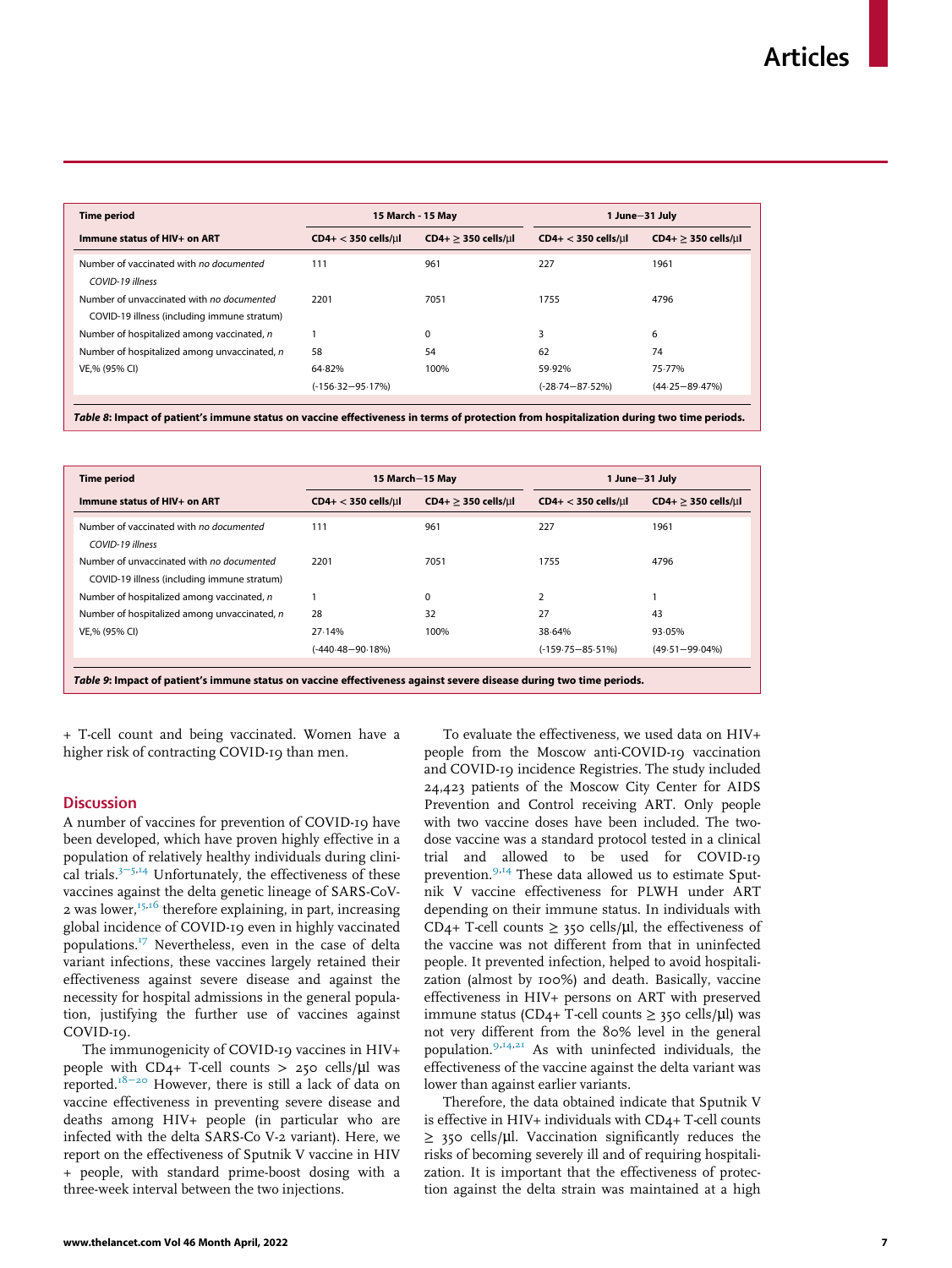| Time period | 15 March - 15 May | | 1 June—31 July | |
|---|---|---|---|---|
| Immune status of HIV+ on ART | CD4+ < 350 cells/μl | CD4+ ≥ 350 cells/μl | CD4+ < 350 cells/μl | CD4+ ≥ 350 cells/μl |
| Number of vaccinated with *no documented COVID-19 illness* | 111 | 961 | 227 | 1961 |
| Number of unvaccinated with *no documented* COVID-19 illness (including immune stratum) | 2201 | 7051 | 1755 | 4796 |
| Number of hospitalized among vaccinated, *n* | 1 | 0 | 3 | 6 |
| Number of hospitalized among unvaccinated, *n* | 58 | 54 | 62 | 74 |
| VE,% (95% CI) | 64·82% (-156·32—95·17%) | 100% | 59·92% (-28·74—87·52%) | 75·77% (44·25—89·47%) |

***Table 8*: Impact of patient's immune status on vaccine effectiveness in terms of protection from hospitalization during two time periods.**

| Time period | 15 March—15 May | | 1 June—31 July | |
|---|---|---|---|---|
| Immune status of HIV+ on ART | CD4+ < 350 cells/μl | CD4+ ≥ 350 cells/μl | CD4+ < 350 cells/μl | CD4+ ≥ 350 cells/μl |
| Number of vaccinated with *no documented COVID-19 illness* | 111 | 961 | 227 | 1961 |
| Number of unvaccinated with *no documented* COVID-19 illness (including immune stratum) | 2201 | 7051 | 1755 | 4796 |
| Number of hospitalized among vaccinated, *n* | 1 | 0 | 2 | 1 |
| Number of hospitalized among unvaccinated, *n* | 28 | 32 | 27 | 43 |
| VE,% (95% CI) | 27·14% (-440·48—90·18%) | 100% | 38·64% (-159·75—85·51%) | 93·05% (49·51—99·04%) |

***Table 9*: Impact of patient's immune status on vaccine effectiveness against severe disease during two time periods.**

+ T-cell count and being vaccinated. Women have a higher risk of contracting COVID-19 than men.

## Discussion

A number of vaccines for prevention of COVID-19 have been developed, which have proven highly effective in a population of relatively healthy individuals during clinical trials.[3–5,14] Unfortunately, the effectiveness of these vaccines against the delta genetic lineage of SARS-CoV-2 was lower,[15,16] therefore explaining, in part, increasing global incidence of COVID-19 even in highly vaccinated populations.[17] Nevertheless, even in the case of delta variant infections, these vaccines largely retained their effectiveness against severe disease and against the necessity for hospital admissions in the general population, justifying the further use of vaccines against COVID-19.

The immunogenicity of COVID-19 vaccines in HIV+ people with CD4+ T-cell counts > 250 cells/μl was reported.[18–20] However, there is still a lack of data on vaccine effectiveness in preventing severe disease and deaths among HIV+ people (in particular who are infected with the delta SARS-Co V-2 variant). Here, we report on the effectiveness of Sputnik V vaccine in HIV + people, with standard prime-boost dosing with a three-week interval between the two injections.

To evaluate the effectiveness, we used data on HIV+ people from the Moscow anti-COVID-19 vaccination and COVID-19 incidence Registries. The study included 24,423 patients of the Moscow City Center for AIDS Prevention and Control receiving ART. Only people with two vaccine doses have been included. The two-dose vaccine was a standard protocol tested in a clinical trial and allowed to be used for COVID-19 prevention.[9,14] These data allowed us to estimate Sputnik V vaccine effectiveness for PLWH under ART depending on their immune status. In individuals with CD4+ T-cell counts ≥ 350 cells/μl, the effectiveness of the vaccine was not different from that in uninfected people. It prevented infection, helped to avoid hospitalization (almost by 100%) and death. Basically, vaccine effectiveness in HIV+ persons on ART with preserved immune status (CD4+ T-cell counts ≥ 350 cells/μl) was not very different from the 80% level in the general population.[9,14,21] As with uninfected individuals, the effectiveness of the vaccine against the delta variant was lower than against earlier variants.

Therefore, the data obtained indicate that Sputnik V is effective in HIV+ individuals with CD4+ T-cell counts ≥ 350 cells/μl. Vaccination significantly reduces the risks of becoming severely ill and of requiring hospitalization. It is important that the effectiveness of protection against the delta strain was maintained at a high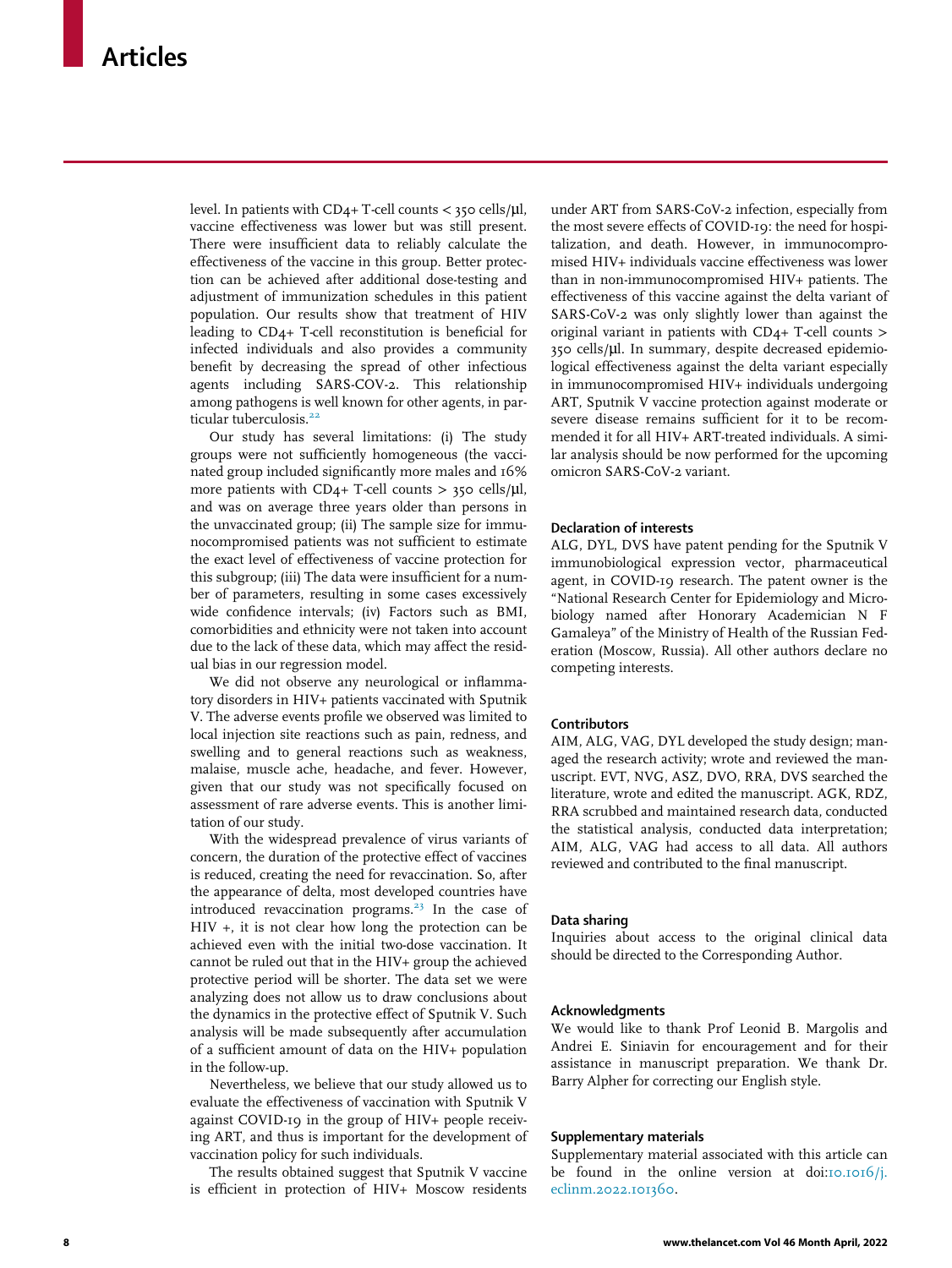level. In patients with CD4+ T-cell counts < 350 cells/µl, vaccine effectiveness was lower but was still present. There were insufficient data to reliably calculate the effectiveness of the vaccine in this group. Better protection can be achieved after additional dose-testing and adjustment of immunization schedules in this patient population. Our results show that treatment of HIV leading to CD4+ T-cell reconstitution is beneficial for infected individuals and also provides a community benefit by decreasing the spread of other infectious agents including SARS-COV-2. This relationship among pathogens is well known for other agents, in particular tuberculosis.[22]

Our study has several limitations: (i) The study groups were not sufficiently homogeneous (the vaccinated group included significantly more males and 16% more patients with CD4+ T-cell counts > 350 cells/µl, and was on average three years older than persons in the unvaccinated group; (ii) The sample size for immunocompromised patients was not sufficient to estimate the exact level of effectiveness of vaccine protection for this subgroup; (iii) The data were insufficient for a number of parameters, resulting in some cases excessively wide confidence intervals; (iv) Factors such as BMI, comorbidities and ethnicity were not taken into account due to the lack of these data, which may affect the residual bias in our regression model.

We did not observe any neurological or inflammatory disorders in HIV+ patients vaccinated with Sputnik V. The adverse events profile we observed was limited to local injection site reactions such as pain, redness, and swelling and to general reactions such as weakness, malaise, muscle ache, headache, and fever. However, given that our study was not specifically focused on assessment of rare adverse events. This is another limitation of our study.

With the widespread prevalence of virus variants of concern, the duration of the protective effect of vaccines is reduced, creating the need for revaccination. So, after the appearance of delta, most developed countries have introduced revaccination programs.[23] In the case of HIV +, it is not clear how long the protection can be achieved even with the initial two-dose vaccination. It cannot be ruled out that in the HIV+ group the achieved protective period will be shorter. The data set we were analyzing does not allow us to draw conclusions about the dynamics in the protective effect of Sputnik V. Such analysis will be made subsequently after accumulation of a sufficient amount of data on the HIV+ population in the follow-up.

Nevertheless, we believe that our study allowed us to evaluate the effectiveness of vaccination with Sputnik V against COVID-19 in the group of HIV+ people receiving ART, and thus is important for the development of vaccination policy for such individuals.

The results obtained suggest that Sputnik V vaccine is efficient in protection of HIV+ Moscow residents under ART from SARS-CoV-2 infection, especially from the most severe effects of COVID-19: the need for hospitalization, and death. However, in immunocompromised HIV+ individuals vaccine effectiveness was lower than in non-immunocompromised HIV+ patients. The effectiveness of this vaccine against the delta variant of SARS-CoV-2 was only slightly lower than against the original variant in patients with CD4+ T-cell counts > 350 cells/µl. In summary, despite decreased epidemiological effectiveness against the delta variant especially in immunocompromised HIV+ individuals undergoing ART, Sputnik V vaccine protection against moderate or severe disease remains sufficient for it to be recommended it for all HIV+ ART-treated individuals. A similar analysis should be now performed for the upcoming omicron SARS-CoV-2 variant.

## Declaration of interests

ALG, DYL, DVS have patent pending for the Sputnik V immunobiological expression vector, pharmaceutical agent, in COVID-19 research. The patent owner is the "National Research Center for Epidemiology and Microbiology named after Honorary Academician N F Gamaleya" of the Ministry of Health of the Russian Federation (Moscow, Russia). All other authors declare no competing interests.

## Contributors

AIM, ALG, VAG, DYL developed the study design; managed the research activity; wrote and reviewed the manuscript. EVT, NVG, ASZ, DVO, RRA, DVS searched the literature, wrote and edited the manuscript. AGK, RDZ, RRA scrubbed and maintained research data, conducted the statistical analysis, conducted data interpretation; AIM, ALG, VAG had access to all data. All authors reviewed and contributed to the final manuscript.

## Data sharing

Inquiries about access to the original clinical data should be directed to the Corresponding Author.

## Acknowledgments

We would like to thank Prof Leonid B. Margolis and Andrei E. Siniavin for encouragement and for their assistance in manuscript preparation. We thank Dr. Barry Alpher for correcting our English style.

## Supplementary materials

Supplementary material associated with this article can be found in the online version at doi:10.1016/j.eclinm.2022.101360.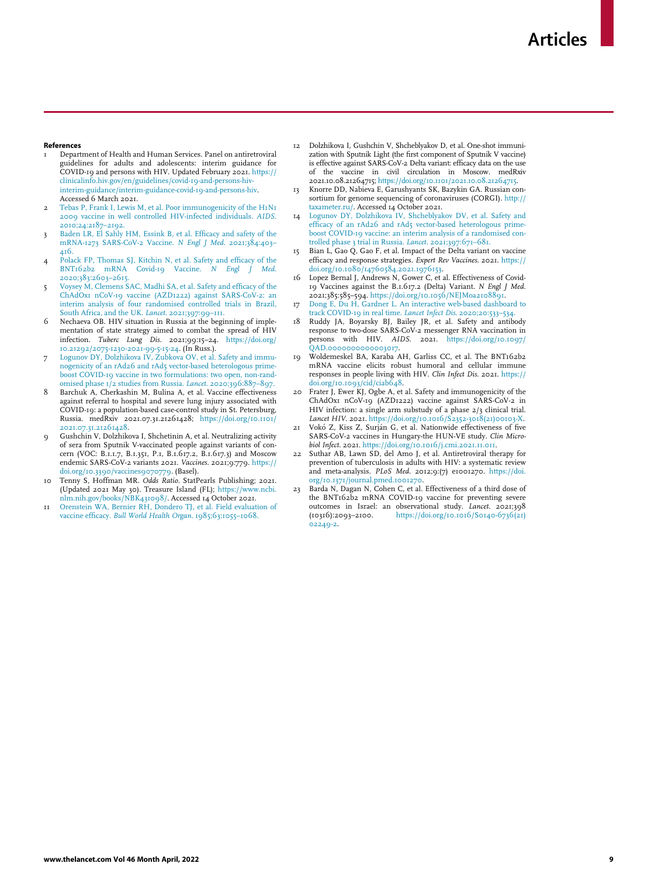## References

1. Department of Health and Human Services. Panel on antiretroviral guidelines for adults and adolescents: interim guidance for COVID-19 and persons with HIV. Updated February 2021. https://clinicalinfo.hiv.gov/en/guidelines/covid-19-and-persons-hiv-interim-guidance/interim-guidance-covid-19-and-persons-hiv. Accessed 6 March 2021.
2. Tebas P, Frank I, Lewis M, et al. Poor immunogenicity of the H1N1 2009 vaccine in well controlled HIV-infected individuals. *AIDS*. 2010;24:2187–2192.
3. Baden LR, El Sahly HM, Essink B, et al. Efficacy and safety of the mRNA-1273 SARS-CoV-2 Vaccine. *N Engl J Med*. 2021;384:403–416.
4. Polack FP, Thomas SJ, Kitchin N, et al. Safety and efficacy of the BNT162b2 mRNA Covid-19 Vaccine. *N Engl J Med*. 2020;383:2603–2615.
5. Voysey M, Clemens SAC, Madhi SA, et al. Safety and efficacy of the ChAdOx1 nCoV-19 vaccine (AZD1222) against SARS-CoV-2: an interim analysis of four randomised controlled trials in Brazil, South Africa, and the UK. *Lancet*. 2021;397:99–111.
6. Nechaeva OB. HIV situation in Russia at the beginning of implementation of state strategy aimed to combat the spread of HIV infection. *Tuberc Lung Dis*. 2021;99:15–24. https://doi.org/10.21292/2075-1230-2021-99-5-15-24. (In Russ.).
7. Logunov DY, Dolzhikova IV, Zubkova OV, et al. Safety and immunogenicity of an rAd26 and rAd5 vector-based heterologous prime-boost COVID-19 vaccine in two formulations: two open, non-randomised phase 1/2 studies from Russia. *Lancet*. 2020;396:887–897.
8. Barchuk A, Cherkashin M, Bulina A, et al. Vaccine effectiveness against referral to hospital and severe lung injury associated with COVID-19: a population-based case-control study in St. Petersburg, Russia. medRxiv 2021.07.31.21261428; https://doi.org/10.1101/2021.07.31.21261428.
9. Gushchin V, Dolzhikova I, Shchetinin A, et al. Neutralizing activity of sera from Sputnik V-vaccinated people against variants of concern (VOC: B.1.1.7, B.1.351, P.1, B.1.617.2, B.1.617.3) and Moscow endemic SARS-CoV-2 variants 2021. *Vaccines*. 2021;9:779. https://doi.org/10.3390/vaccines9070779. (Basel).
10. Tenny S, Hoffman MR. *Odds Ratio*. StatPearls Publishing; 2021. (Updated 2021 May 30). Treasure Island (FL); https://www.ncbi.nlm.nih.gov/books/NBK431098/. Accessed 14 October 2021.
11. Orenstein WA, Bernier RH, Dondero TJ, et al. Field evaluation of vaccine efficacy. *Bull World Health Organ*. 1985;63:1055–1068.
12. Dolzhikova I, Gushchin V, Shcheblyakov D, et al. One-shot immunization with Sputnik Light (the first component of Sputnik V vaccine) is effective against SARS-CoV-2 Delta variant: efficacy data on the use of the vaccine in civil circulation in Moscow. medRxiv 2021.10.08.21264715; https://doi.org/10.1101/2021.10.08.21264715.
13. Knorre DD, Nabieva E, Garushyants SK, Bazykin GA. Russian consortium for genome sequencing of coronaviruses (CORGI). http://taxameter.ru/. Accessed 14 October 2021.
14. Logunov DY, Dolzhikova IV, Shcheblyakov DV, et al. Safety and efficacy of an rAd26 and rAd5 vector-based heterologous prime-boost COVID-19 vaccine: an interim analysis of a randomised controlled phase 3 trial in Russia. *Lancet*. 2021;397:671–681.
15. Bian L, Gao Q, Gao F, et al. Impact of the Delta variant on vaccine efficacy and response strategies. *Expert Rev Vaccines*. 2021. https://doi.org/10.1080/14760584.2021.1976153.
16. Lopez Bernal J, Andrews N, Gower C, et al. Effectiveness of Covid-19 Vaccines against the B.1.617.2 (Delta) Variant. *N Engl J Med*. 2021;385:585–594. https://doi.org/10.1056/NEJMoa2108891.
17. Dong E, Du H, Gardner L. An interactive web-based dashboard to track COVID-19 in real time. *Lancet Infect Dis*. 2020;20:533–534.
18. Ruddy JA, Boyarsky BJ, Bailey JR, et al. Safety and antibody response to two-dose SARS-CoV-2 messenger RNA vaccination in persons with HIV. *AIDS*. 2021. https://doi.org/10.1097/QAD.0000000000003017.
19. Woldemeskel BA, Karaba AH, Garliss CC, et al. The BNT162b2 mRNA vaccine elicits robust humoral and cellular immune responses in people living with HIV. *Clin Infect Dis*. 2021. https://doi.org/10.1093/cid/ciab648.
20. Frater J, Ewer KJ, Ogbe A, et al. Safety and immunogenicity of the ChAdOx1 nCoV-19 (AZD1222) vaccine against SARS-CoV-2 in HIV infection: a single arm substudy of a phase 2/3 clinical trial. *Lancet HIV*. 2021. https://doi.org/10.1016/S2352-3018(21)00103-X.
21. Vokó Z, Kiss Z, Surján G, et al. Nationwide effectiveness of five SARS-CoV-2 vaccines in Hungary-the HUN-VE study. *Clin Microbiol Infect*. 2021. https://doi.org/10.1016/j.cmi.2021.11.011.
22. Suthar AB, Lawn SD, del Amo J, et al. Antiretroviral therapy for prevention of tuberculosis in adults with HIV: a systematic review and meta-analysis. *PLoS Med*. 2012;9:(7) e1001270. https://doi.org/10.1371/journal.pmed.1001270.
23. Barda N, Dagan N, Cohen C, et al. Effectiveness of a third dose of the BNT162b2 mRNA COVID-19 vaccine for preventing severe outcomes in Israel: an observational study. *Lancet*. 2021;398 (10316):2093–2100. https://doi.org/10.1016/S0140-6736(21)02249-2.